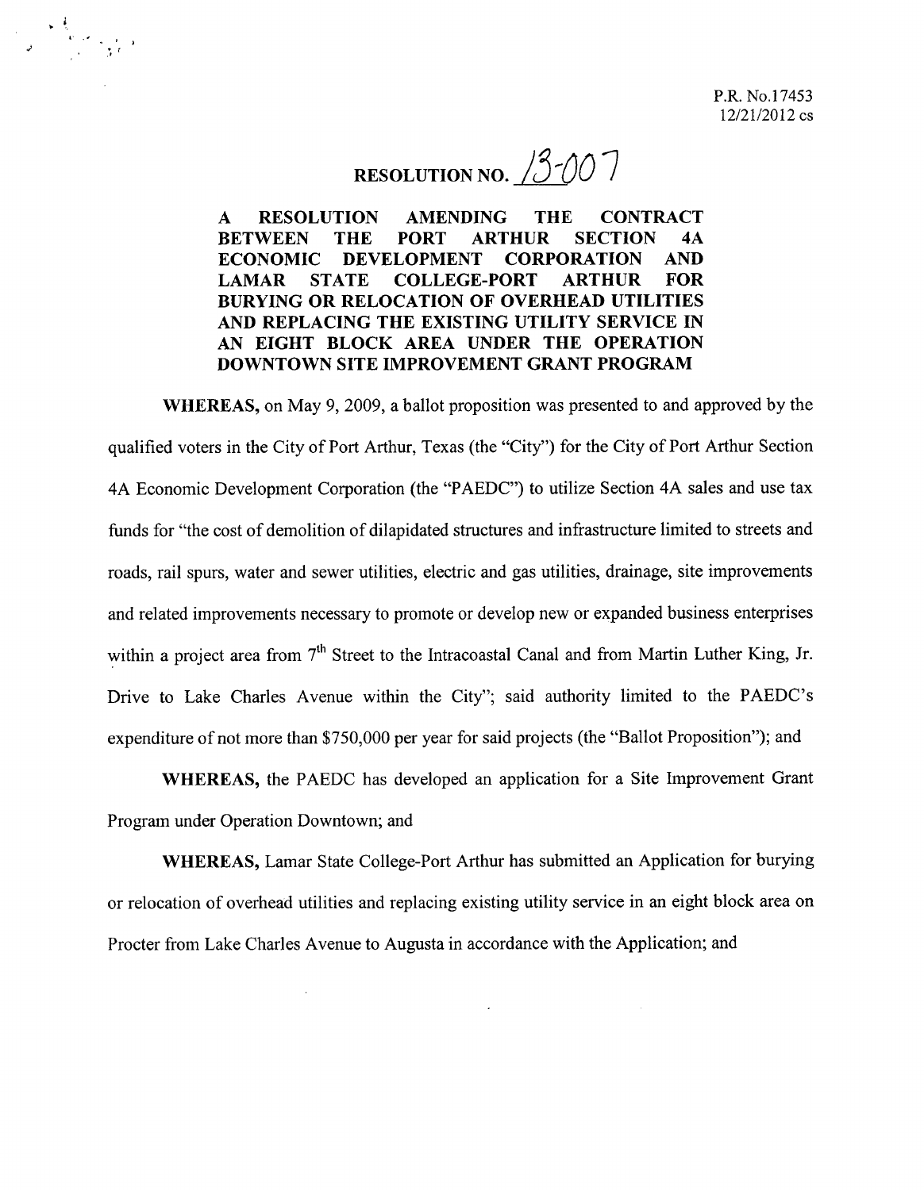P.R. No.17453
12/21/2012 cs

# RESOLUTION NO. 13-007

**A RESOLUTION AMENDING THE CONTRACT BETWEEN THE PORT ARTHUR SECTION 4A ECONOMIC DEVELOPMENT CORPORATION AND LAMAR STATE COLLEGE-PORT ARTHUR FOR BURYING OR RELOCATION OF OVERHEAD UTILITIES AND REPLACING THE EXISTING UTILITY SERVICE IN AN EIGHT BLOCK AREA UNDER THE OPERATION DOWNTOWN SITE IMPROVEMENT GRANT PROGRAM**

**WHEREAS,** on May 9, 2009, a ballot proposition was presented to and approved by the qualified voters in the City of Port Arthur, Texas (the "City") for the City of Port Arthur Section 4A Economic Development Corporation (the "PAEDC") to utilize Section 4A sales and use tax funds for "the cost of demolition of dilapidated structures and infrastructure limited to streets and roads, rail spurs, water and sewer utilities, electric and gas utilities, drainage, site improvements and related improvements necessary to promote or develop new or expanded business enterprises within a project area from 7th Street to the Intracoastal Canal and from Martin Luther King, Jr. Drive to Lake Charles Avenue within the City"; said authority limited to the PAEDC's expenditure of not more than $750,000 per year for said projects (the "Ballot Proposition"); and

**WHEREAS,** the PAEDC has developed an application for a Site Improvement Grant Program under Operation Downtown; and

**WHEREAS,** Lamar State College-Port Arthur has submitted an Application for burying or relocation of overhead utilities and replacing existing utility service in an eight block area on Procter from Lake Charles Avenue to Augusta in accordance with the Application; and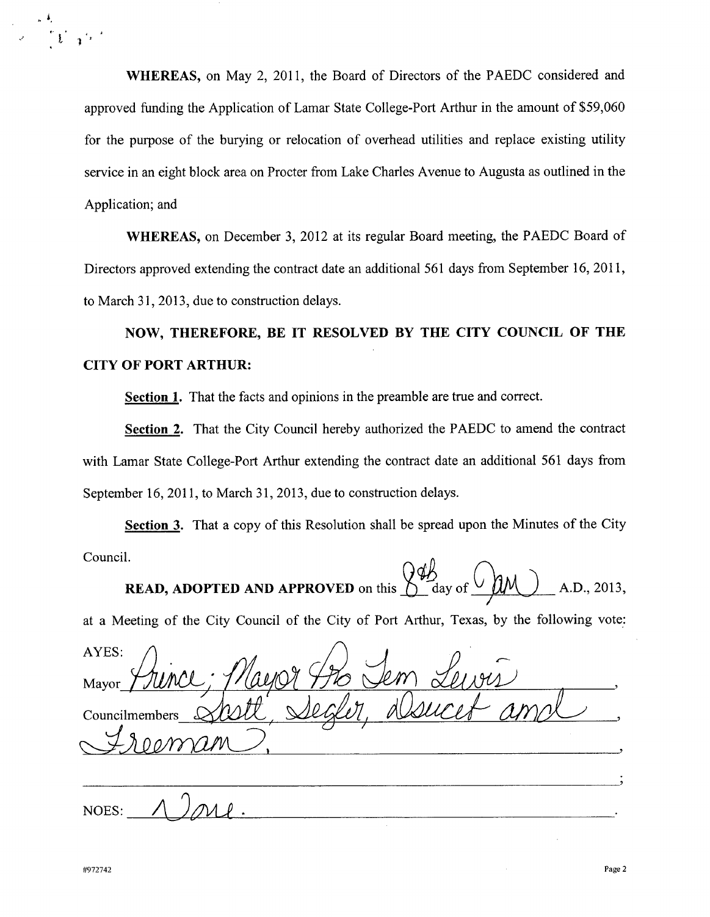**WHEREAS,** on May 2, 2011, the Board of Directors of the PAEDC considered and approved funding the Application of Lamar State College-Port Arthur in the amount of $59,060 for the purpose of the burying or relocation of overhead utilities and replace existing utility service in an eight block area on Procter from Lake Charles Avenue to Augusta as outlined in the Application; and

**WHEREAS,** on December 3, 2012 at its regular Board meeting, the PAEDC Board of Directors approved extending the contract date an additional 561 days from September 16, 2011, to March 31, 2013, due to construction delays.

**NOW, THEREFORE, BE IT RESOLVED BY THE CITY COUNCIL OF THE CITY OF PORT ARTHUR:**

**Section 1.** That the facts and opinions in the preamble are true and correct.

**Section 2.** That the City Council hereby authorized the PAEDC to amend the contract with Lamar State College-Port Arthur extending the contract date an additional 561 days from September 16, 2011, to March 31, 2013, due to construction delays.

**Section 3.** That a copy of this Resolution shall be spread upon the Minutes of the City Council.

**READ, ADOPTED AND APPROVED** on this 8th day of Jan A.D., 2013, at a Meeting of the City Council of the City of Port Arthur, Texas, by the following vote:

AYES:

Mayor Prince; Mayor Pro Tem Lewis,

Councilmembers Scott, Segler, Doucet and Freeman,

;

NOES: None.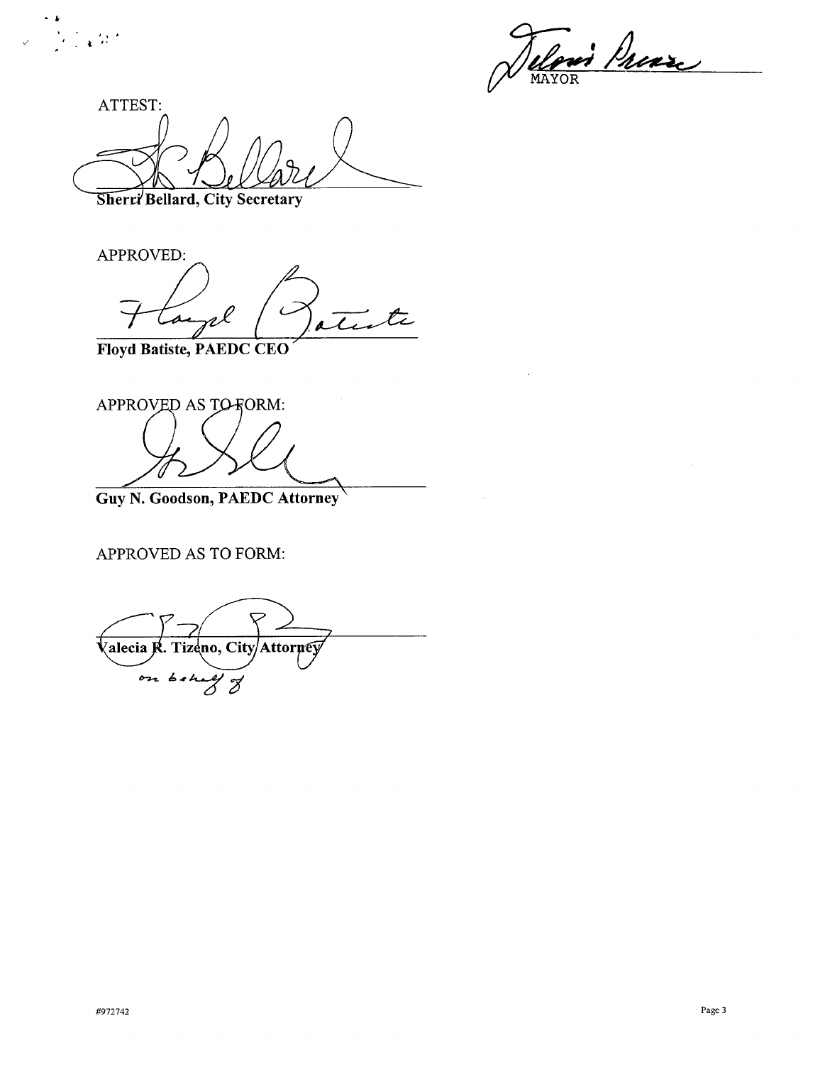MAYOR

ATTEST:

**Sherri Bellard, City Secretary**

APPROVED:

**Floyd Batiste, PAEDC CEO**

APPROVED AS TO FORM:

**Guy N. Goodson, PAEDC Attorney**

APPROVED AS TO FORM:

**Valecia R. Tizeno, City Attorney**

on behalf of

#972742